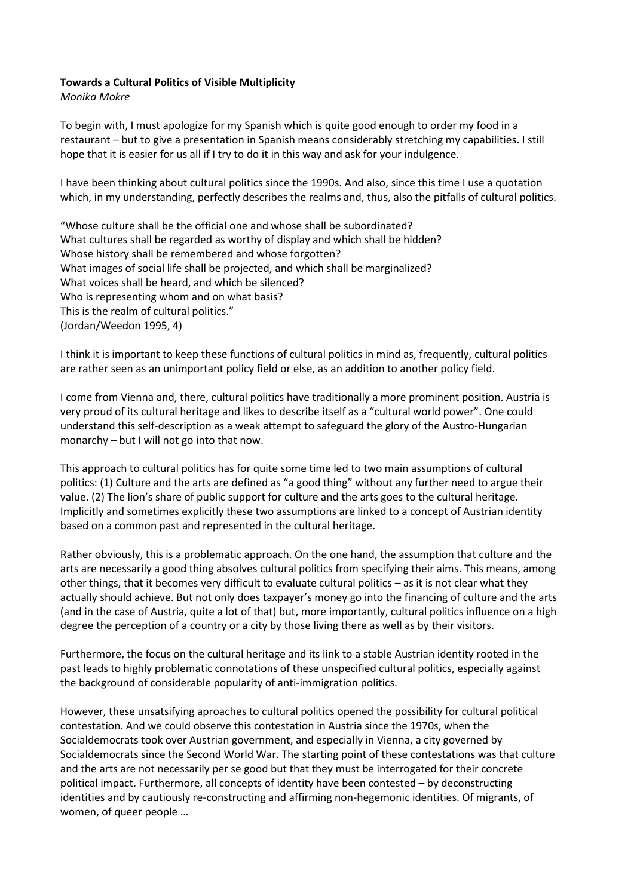**Towards a Cultural Politics of Visible Multiplicity**

*Monika Mokre*

To begin with, I must apologize for my Spanish which is quite good enough to order my food in a restaurant – but to give a presentation in Spanish means considerably stretching my capabilities. I still hope that it is easier for us all if I try to do it in this way and ask for your indulgence.

I have been thinking about cultural politics since the 1990s. And also, since this time I use a quotation which, in my understanding, perfectly describes the realms and, thus, also the pitfalls of cultural politics.

"Whose culture shall be the official one and whose shall be subordinated?
What cultures shall be regarded as worthy of display and which shall be hidden?
Whose history shall be remembered and whose forgotten?
What images of social life shall be projected, and which shall be marginalized?
What voices shall be heard, and which be silenced?
Who is representing whom and on what basis?
This is the realm of cultural politics."
(Jordan/Weedon 1995, 4)

I think it is important to keep these functions of cultural politics in mind as, frequently, cultural politics are rather seen as an unimportant policy field or else, as an addition to another policy field.

I come from Vienna and, there, cultural politics have traditionally a more prominent position. Austria is very proud of its cultural heritage and likes to describe itself as a "cultural world power". One could understand this self-description as a weak attempt to safeguard the glory of the Austro-Hungarian monarchy – but I will not go into that now.

This approach to cultural politics has for quite some time led to two main assumptions of cultural politics: (1) Culture and the arts are defined as "a good thing" without any further need to argue their value. (2) The lion's share of public support for culture and the arts goes to the cultural heritage. Implicitly and sometimes explicitly these two assumptions are linked to a concept of Austrian identity based on a common past and represented in the cultural heritage.

Rather obviously, this is a problematic approach. On the one hand, the assumption that culture and the arts are necessarily a good thing absolves cultural politics from specifying their aims. This means, among other things, that it becomes very difficult to evaluate cultural politics – as it is not clear what they actually should achieve. But not only does taxpayer's money go into the financing of culture and the arts (and in the case of Austria, quite a lot of that) but, more importantly, cultural politics influence on a high degree the perception of a country or a city by those living there as well as by their visitors.

Furthermore, the focus on the cultural heritage and its link to a stable Austrian identity rooted in the past leads to highly problematic connotations of these unspecified cultural politics, especially against the background of considerable popularity of anti-immigration politics.

However, these unsatsifying aproaches to cultural politics opened the possibility for cultural political contestation. And we could observe this contestation in Austria since the 1970s, when the Socialdemocrats took over Austrian government, and especially in Vienna, a city governed by Socialdemocrats since the Second World War. The starting point of these contestations was that culture and the arts are not necessarily per se good but that they must be interrogated for their concrete political impact. Furthermore, all concepts of identity have been contested – by deconstructing identities and by cautiously re-constructing and affirming non-hegemonic identities. Of migrants, of women, of queer people …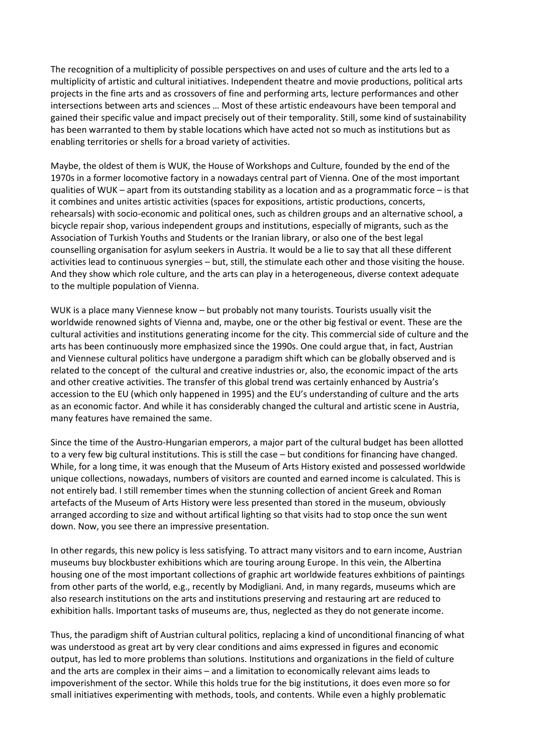The recognition of a multiplicity of possible perspectives on and uses of culture and the arts led to a multiplicity of artistic and cultural initiatives. Independent theatre and movie productions, political arts projects in the fine arts and as crossovers of fine and performing arts, lecture performances and other intersections between arts and sciences … Most of these artistic endeavours have been temporal and gained their specific value and impact precisely out of their temporality. Still, some kind of sustainability has been warranted to them by stable locations which have acted not so much as institutions but as enabling territories or shells for a broad variety of activities.

Maybe, the oldest of them is WUK, the House of Workshops and Culture, founded by the end of the 1970s in a former locomotive factory in a nowadays central part of Vienna. One of the most important qualities of WUK – apart from its outstanding stability as a location and as a programmatic force – is that it combines and unites artistic activities (spaces for expositions, artistic productions, concerts, rehearsals) with socio-economic and political ones, such as children groups and an alternative school, a bicycle repair shop, various independent groups and institutions, especially of migrants, such as the Association of Turkish Youths and Students or the Iranian library, or also one of the best legal counselling organisation for asylum seekers in Austria. It would be a lie to say that all these different activities lead to continuous synergies – but, still, the stimulate each other and those visiting the house. And they show which role culture, and the arts can play in a heterogeneous, diverse context adequate to the multiple population of Vienna.

WUK is a place many Viennese know – but probably not many tourists. Tourists usually visit the worldwide renowned sights of Vienna and, maybe, one or the other big festival or event. These are the cultural activities and institutions generating income for the city. This commercial side of culture and the arts has been continuously more emphasized since the 1990s. One could argue that, in fact, Austrian and Viennese cultural politics have undergone a paradigm shift which can be globally observed and is related to the concept of the cultural and creative industries or, also, the economic impact of the arts and other creative activities. The transfer of this global trend was certainly enhanced by Austria's accession to the EU (which only happened in 1995) and the EU's understanding of culture and the arts as an economic factor. And while it has considerably changed the cultural and artistic scene in Austria, many features have remained the same.

Since the time of the Austro-Hungarian emperors, a major part of the cultural budget has been allotted to a very few big cultural institutions. This is still the case – but conditions for financing have changed. While, for a long time, it was enough that the Museum of Arts History existed and possessed worldwide unique collections, nowadays, numbers of visitors are counted and earned income is calculated. This is not entirely bad. I still remember times when the stunning collection of ancient Greek and Roman artefacts of the Museum of Arts History were less presented than stored in the museum, obviously arranged according to size and without artifical lighting so that visits had to stop once the sun went down. Now, you see there an impressive presentation.

In other regards, this new policy is less satisfying. To attract many visitors and to earn income, Austrian museums buy blockbuster exhibitions which are touring aroung Europe. In this vein, the Albertina housing one of the most important collections of graphic art worldwide features exhbitions of paintings from other parts of the world, e.g., recently by Modigliani. And, in many regards, museums which are also research institutions on the arts and institutions preserving and restauring art are reduced to exhibition halls. Important tasks of museums are, thus, neglected as they do not generate income.

Thus, the paradigm shift of Austrian cultural politics, replacing a kind of unconditional financing of what was understood as great art by very clear conditions and aims expressed in figures and economic output, has led to more problems than solutions. Institutions and organizations in the field of culture and the arts are complex in their aims – and a limitation to economically relevant aims leads to impoverishment of the sector. While this holds true for the big institutions, it does even more so for small initiatives experimenting with methods, tools, and contents. While even a highly problematic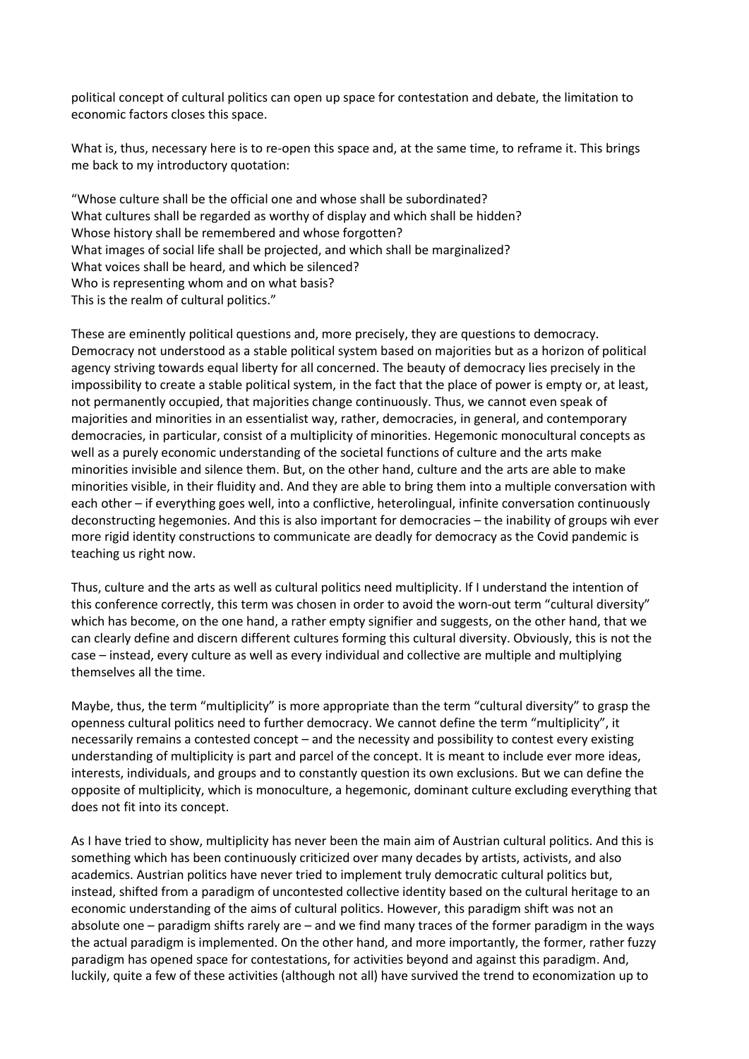political concept of cultural politics can open up space for contestation and debate, the limitation to economic factors closes this space.

What is, thus, necessary here is to re-open this space and, at the same time, to reframe it. This brings me back to my introductory quotation:

"Whose culture shall be the official one and whose shall be subordinated?
What cultures shall be regarded as worthy of display and which shall be hidden?
Whose history shall be remembered and whose forgotten?
What images of social life shall be projected, and which shall be marginalized?
What voices shall be heard, and which be silenced?
Who is representing whom and on what basis?
This is the realm of cultural politics."

These are eminently political questions and, more precisely, they are questions to democracy. Democracy not understood as a stable political system based on majorities but as a horizon of political agency striving towards equal liberty for all concerned. The beauty of democracy lies precisely in the impossibility to create a stable political system, in the fact that the place of power is empty or, at least, not permanently occupied, that majorities change continuously. Thus, we cannot even speak of majorities and minorities in an essentialist way, rather, democracies, in general, and contemporary democracies, in particular, consist of a multiplicity of minorities. Hegemonic monocultural concepts as well as a purely economic understanding of the societal functions of culture and the arts make minorities invisible and silence them. But, on the other hand, culture and the arts are able to make minorities visible, in their fluidity and. And they are able to bring them into a multiple conversation with each other – if everything goes well, into a conflictive, heterolingual, infinite conversation continuously deconstructing hegemonies. And this is also important for democracies – the inability of groups wih ever more rigid identity constructions to communicate are deadly for democracy as the Covid pandemic is teaching us right now.

Thus, culture and the arts as well as cultural politics need multiplicity. If I understand the intention of this conference correctly, this term was chosen in order to avoid the worn-out term "cultural diversity" which has become, on the one hand, a rather empty signifier and suggests, on the other hand, that we can clearly define and discern different cultures forming this cultural diversity. Obviously, this is not the case – instead, every culture as well as every individual and collective are multiple and multiplying themselves all the time.

Maybe, thus, the term "multiplicity" is more appropriate than the term "cultural diversity" to grasp the openness cultural politics need to further democracy. We cannot define the term "multiplicity", it necessarily remains a contested concept – and the necessity and possibility to contest every existing understanding of multiplicity is part and parcel of the concept. It is meant to include ever more ideas, interests, individuals, and groups and to constantly question its own exclusions. But we can define the opposite of multiplicity, which is monoculture, a hegemonic, dominant culture excluding everything that does not fit into its concept.

As I have tried to show, multiplicity has never been the main aim of Austrian cultural politics. And this is something which has been continuously criticized over many decades by artists, activists, and also academics. Austrian politics have never tried to implement truly democratic cultural politics but, instead, shifted from a paradigm of uncontested collective identity based on the cultural heritage to an economic understanding of the aims of cultural politics. However, this paradigm shift was not an absolute one – paradigm shifts rarely are – and we find many traces of the former paradigm in the ways the actual paradigm is implemented. On the other hand, and more importantly, the former, rather fuzzy paradigm has opened space for contestations, for activities beyond and against this paradigm. And, luckily, quite a few of these activities (although not all) have survived the trend to economization up to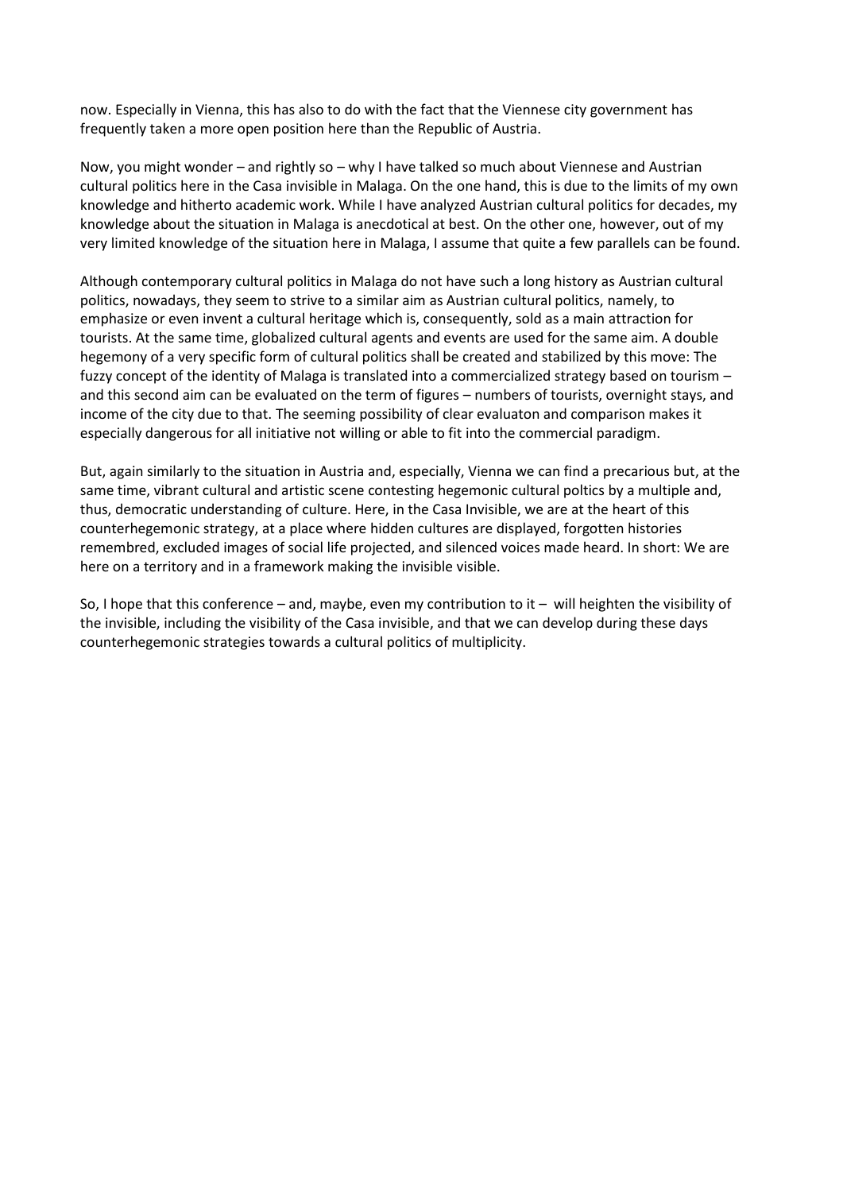now. Especially in Vienna, this has also to do with the fact that the Viennese city government has frequently taken a more open position here than the Republic of Austria.

Now, you might wonder – and rightly so – why I have talked so much about Viennese and Austrian cultural politics here in the Casa invisible in Malaga. On the one hand, this is due to the limits of my own knowledge and hitherto academic work. While I have analyzed Austrian cultural politics for decades, my knowledge about the situation in Malaga is anecdotical at best. On the other one, however, out of my very limited knowledge of the situation here in Malaga, I assume that quite a few parallels can be found.

Although contemporary cultural politics in Malaga do not have such a long history as Austrian cultural politics, nowadays, they seem to strive to a similar aim as Austrian cultural politics, namely, to emphasize or even invent a cultural heritage which is, consequently, sold as a main attraction for tourists. At the same time, globalized cultural agents and events are used for the same aim. A double hegemony of a very specific form of cultural politics shall be created and stabilized by this move: The fuzzy concept of the identity of Malaga is translated into a commercialized strategy based on tourism – and this second aim can be evaluated on the term of figures – numbers of tourists, overnight stays, and income of the city due to that. The seeming possibility of clear evaluaton and comparison makes it especially dangerous for all initiative not willing or able to fit into the commercial paradigm.

But, again similarly to the situation in Austria and, especially, Vienna we can find a precarious but, at the same time, vibrant cultural and artistic scene contesting hegemonic cultural poltics by a multiple and, thus, democratic understanding of culture. Here, in the Casa Invisible, we are at the heart of this counterhegemonic strategy, at a place where hidden cultures are displayed, forgotten histories remembred, excluded images of social life projected, and silenced voices made heard. In short: We are here on a territory and in a framework making the invisible visible.

So, I hope that this conference – and, maybe, even my contribution to it – will heighten the visibility of the invisible, including the visibility of the Casa invisible, and that we can develop during these days counterhegemonic strategies towards a cultural politics of multiplicity.